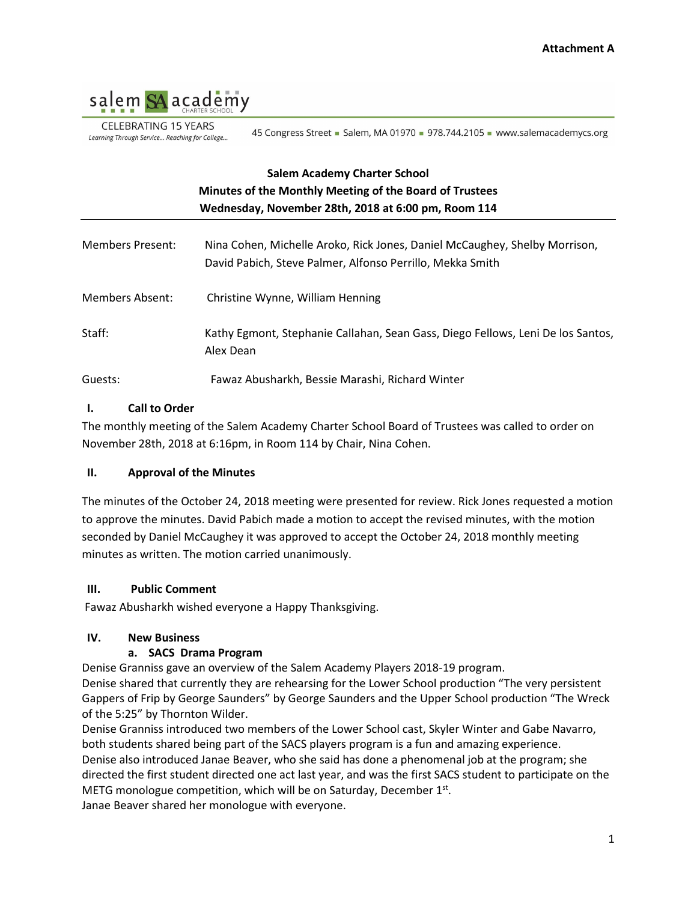**Attachment A**

salem SA academy CHARTER SCHOOL

CELEBRATING 15 YEARS
*Learning Through Service... Reaching for College...*

45 Congress Street ▪ Salem, MA 01970 ▪ 978.744.2105 ▪ www.salemacademycs.org

**Salem Academy Charter School**
**Minutes of the Monthly Meeting of the Board of Trustees**
**Wednesday, November 28th, 2018 at 6:00 pm, Room 114**

---

Members Present: Nina Cohen, Michelle Aroko, Rick Jones, Daniel McCaughey, Shelby Morrison, David Pabich, Steve Palmer, Alfonso Perrillo, Mekka Smith

Members Absent: Christine Wynne, William Henning

Staff: Kathy Egmont, Stephanie Callahan, Sean Gass, Diego Fellows, Leni De los Santos, Alex Dean

Guests: Fawaz Abusharkh, Bessie Marashi, Richard Winter

## I. Call to Order

The monthly meeting of the Salem Academy Charter School Board of Trustees was called to order on November 28th, 2018 at 6:16pm, in Room 114 by Chair, Nina Cohen.

## II. Approval of the Minutes

The minutes of the October 24, 2018 meeting were presented for review. Rick Jones requested a motion to approve the minutes. David Pabich made a motion to accept the revised minutes, with the motion seconded by Daniel McCaughey it was approved to accept the October 24, 2018 monthly meeting minutes as written. The motion carried unanimously.

## III. Public Comment

Fawaz Abusharkh wished everyone a Happy Thanksgiving.

## IV. New Business

### a. SACS Drama Program

Denise Granniss gave an overview of the Salem Academy Players 2018-19 program.
Denise shared that currently they are rehearsing for the Lower School production "The very persistent Gappers of Frip by George Saunders" by George Saunders and the Upper School production "The Wreck of the 5:25" by Thornton Wilder.
Denise Granniss introduced two members of the Lower School cast, Skyler Winter and Gabe Navarro, both students shared being part of the SACS players program is a fun and amazing experience.
Denise also introduced Janae Beaver, who she said has done a phenomenal job at the program; she directed the first student directed one act last year, and was the first SACS student to participate on the METG monologue competition, which will be on Saturday, December 1st.
Janae Beaver shared her monologue with everyone.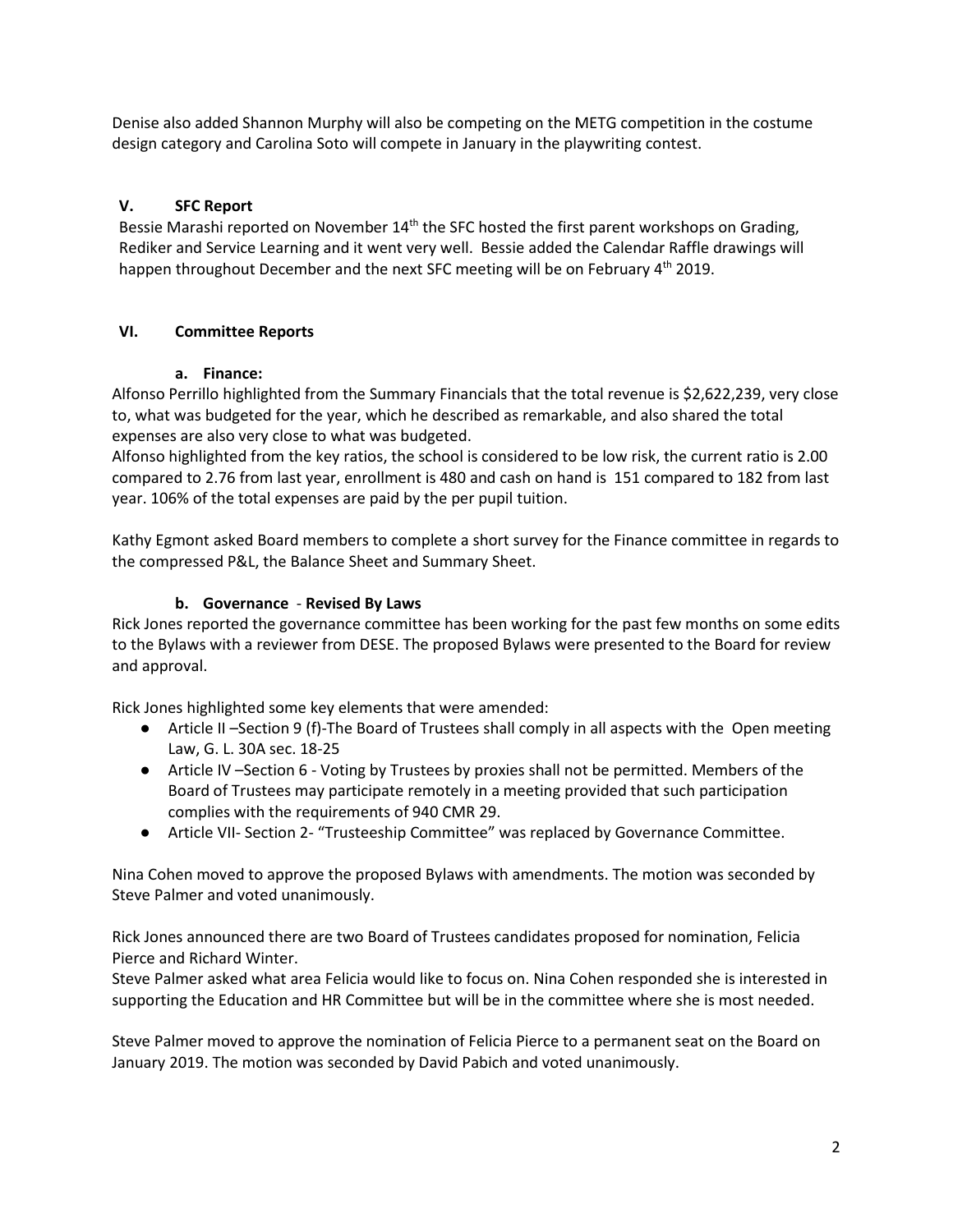Denise also added Shannon Murphy will also be competing on the METG competition in the costume design category and Carolina Soto will compete in January in the playwriting contest.

## V. SFC Report

Bessie Marashi reported on November 14th the SFC hosted the first parent workshops on Grading, Rediker and Service Learning and it went very well. Bessie added the Calendar Raffle drawings will happen throughout December and the next SFC meeting will be on February 4th 2019.

## VI. Committee Reports

### a. Finance:

Alfonso Perrillo highlighted from the Summary Financials that the total revenue is $2,622,239, very close to, what was budgeted for the year, which he described as remarkable, and also shared the total expenses are also very close to what was budgeted.
Alfonso highlighted from the key ratios, the school is considered to be low risk, the current ratio is 2.00 compared to 2.76 from last year, enrollment is 480 and cash on hand is 151 compared to 182 from last year. 106% of the total expenses are paid by the per pupil tuition.

Kathy Egmont asked Board members to complete a short survey for the Finance committee in regards to the compressed P&L, the Balance Sheet and Summary Sheet.

### b. Governance - Revised By Laws

Rick Jones reported the governance committee has been working for the past few months on some edits to the Bylaws with a reviewer from DESE. The proposed Bylaws were presented to the Board for review and approval.

Rick Jones highlighted some key elements that were amended:

- Article II –Section 9 (f)-The Board of Trustees shall comply in all aspects with the Open meeting Law, G. L. 30A sec. 18-25
- Article IV –Section 6 - Voting by Trustees by proxies shall not be permitted. Members of the Board of Trustees may participate remotely in a meeting provided that such participation complies with the requirements of 940 CMR 29.
- Article VII- Section 2- "Trusteeship Committee" was replaced by Governance Committee.

Nina Cohen moved to approve the proposed Bylaws with amendments. The motion was seconded by Steve Palmer and voted unanimously.

Rick Jones announced there are two Board of Trustees candidates proposed for nomination, Felicia Pierce and Richard Winter.
Steve Palmer asked what area Felicia would like to focus on. Nina Cohen responded she is interested in supporting the Education and HR Committee but will be in the committee where she is most needed.

Steve Palmer moved to approve the nomination of Felicia Pierce to a permanent seat on the Board on January 2019. The motion was seconded by David Pabich and voted unanimously.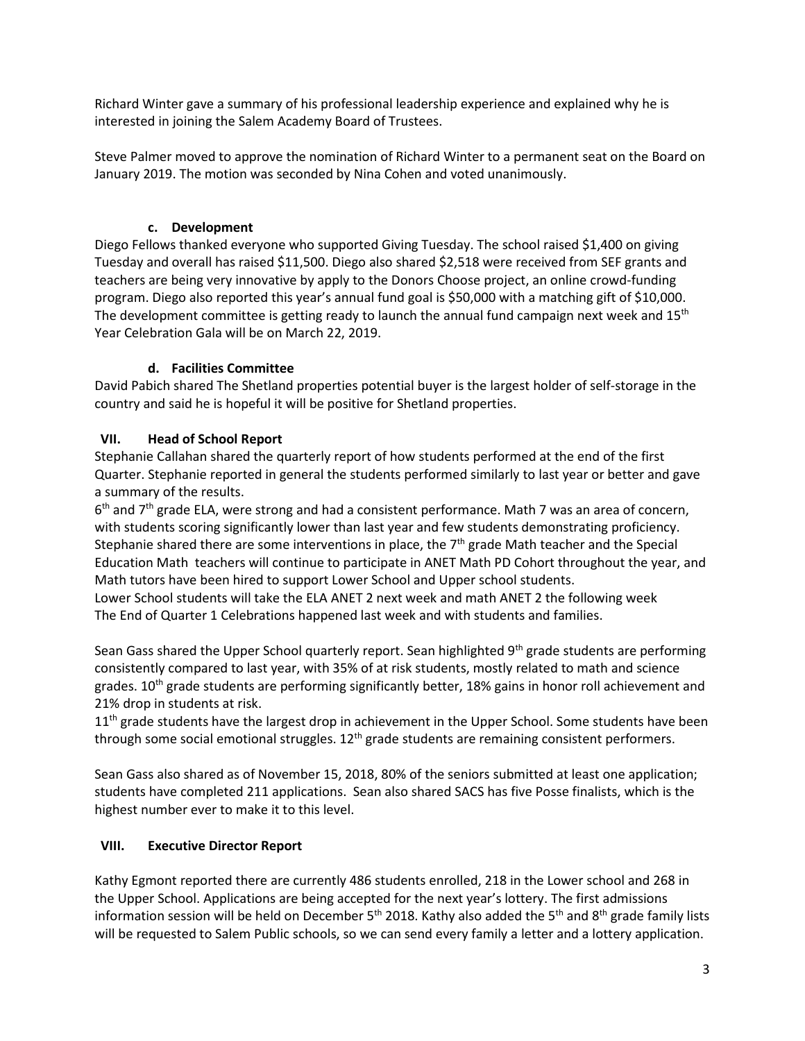Richard Winter gave a summary of his professional leadership experience and explained why he is interested in joining the Salem Academy Board of Trustees.

Steve Palmer moved to approve the nomination of Richard Winter to a permanent seat on the Board on January 2019. The motion was seconded by Nina Cohen and voted unanimously.

### c. Development

Diego Fellows thanked everyone who supported Giving Tuesday. The school raised $1,400 on giving Tuesday and overall has raised $11,500. Diego also shared $2,518 were received from SEF grants and teachers are being very innovative by apply to the Donors Choose project, an online crowd-funding program. Diego also reported this year's annual fund goal is $50,000 with a matching gift of $10,000. The development committee is getting ready to launch the annual fund campaign next week and 15th Year Celebration Gala will be on March 22, 2019.

### d. Facilities Committee

David Pabich shared The Shetland properties potential buyer is the largest holder of self-storage in the country and said he is hopeful it will be positive for Shetland properties.

## VII. Head of School Report

Stephanie Callahan shared the quarterly report of how students performed at the end of the first Quarter. Stephanie reported in general the students performed similarly to last year or better and gave a summary of the results.

6th and 7th grade ELA, were strong and had a consistent performance. Math 7 was an area of concern, with students scoring significantly lower than last year and few students demonstrating proficiency. Stephanie shared there are some interventions in place, the 7th grade Math teacher and the Special Education Math teachers will continue to participate in ANET Math PD Cohort throughout the year, and Math tutors have been hired to support Lower School and Upper school students.

Lower School students will take the ELA ANET 2 next week and math ANET 2 the following week

The End of Quarter 1 Celebrations happened last week and with students and families.

Sean Gass shared the Upper School quarterly report. Sean highlighted 9th grade students are performing consistently compared to last year, with 35% of at risk students, mostly related to math and science grades. 10th grade students are performing significantly better, 18% gains in honor roll achievement and 21% drop in students at risk.

11th grade students have the largest drop in achievement in the Upper School. Some students have been through some social emotional struggles. 12th grade students are remaining consistent performers.

Sean Gass also shared as of November 15, 2018, 80% of the seniors submitted at least one application; students have completed 211 applications. Sean also shared SACS has five Posse finalists, which is the highest number ever to make it to this level.

## VIII. Executive Director Report

Kathy Egmont reported there are currently 486 students enrolled, 218 in the Lower school and 268 in the Upper School. Applications are being accepted for the next year's lottery. The first admissions information session will be held on December 5th 2018. Kathy also added the 5th and 8th grade family lists will be requested to Salem Public schools, so we can send every family a letter and a lottery application.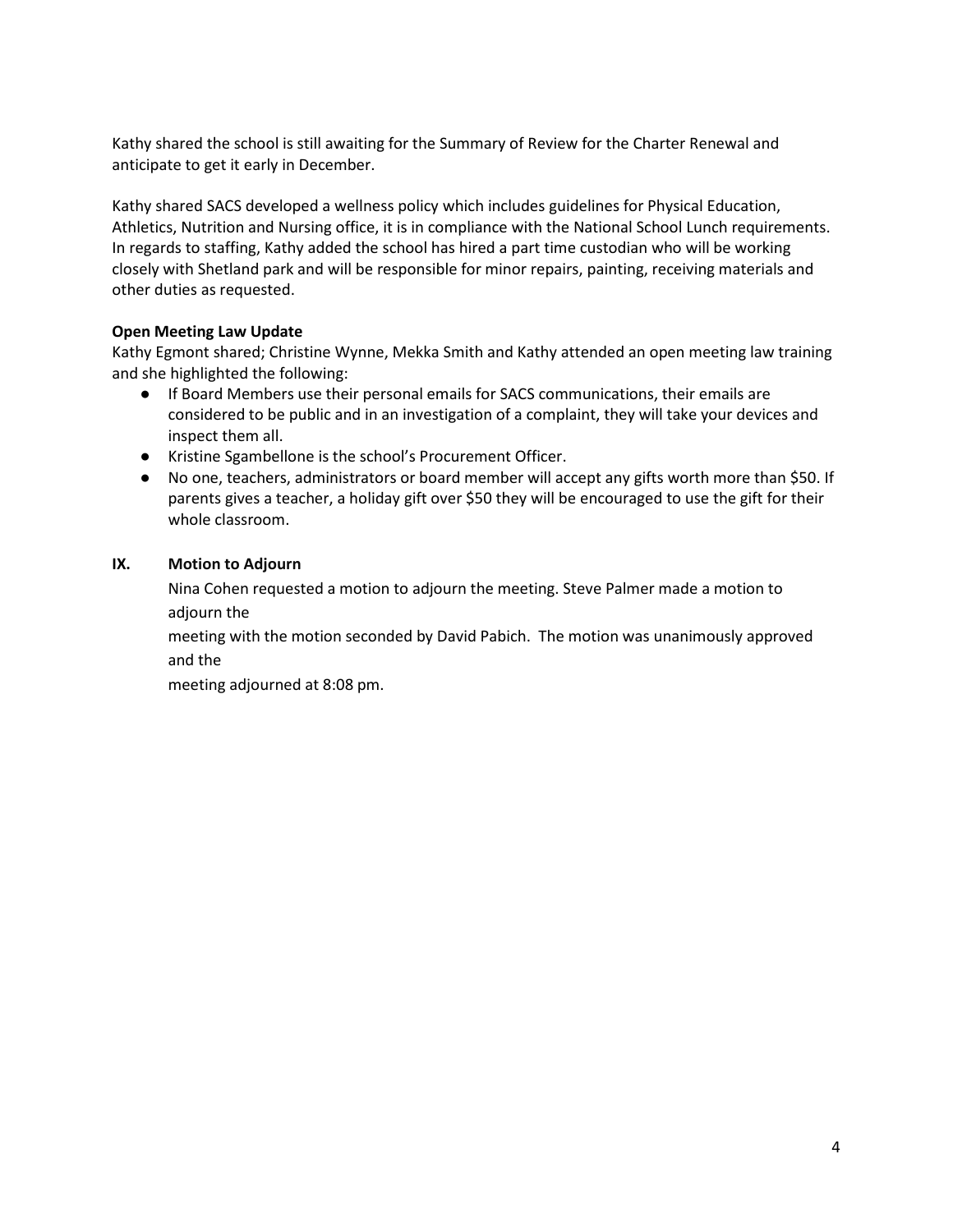Kathy shared the school is still awaiting for the Summary of Review for the Charter Renewal and anticipate to get it early in December.

Kathy shared SACS developed a wellness policy which includes guidelines for Physical Education, Athletics, Nutrition and Nursing office, it is in compliance with the National School Lunch requirements. In regards to staffing, Kathy added the school has hired a part time custodian who will be working closely with Shetland park and will be responsible for minor repairs, painting, receiving materials and other duties as requested.

**Open Meeting Law Update**

Kathy Egmont shared; Christine Wynne, Mekka Smith and Kathy attended an open meeting law training and she highlighted the following:

- If Board Members use their personal emails for SACS communications, their emails are considered to be public and in an investigation of a complaint, they will take your devices and inspect them all.
- Kristine Sgambellone is the school's Procurement Officer.
- No one, teachers, administrators or board member will accept any gifts worth more than $50. If parents gives a teacher, a holiday gift over $50 they will be encouraged to use the gift for their whole classroom.

## IX. Motion to Adjourn

Nina Cohen requested a motion to adjourn the meeting. Steve Palmer made a motion to adjourn the meeting with the motion seconded by David Pabich. The motion was unanimously approved and the meeting adjourned at 8:08 pm.